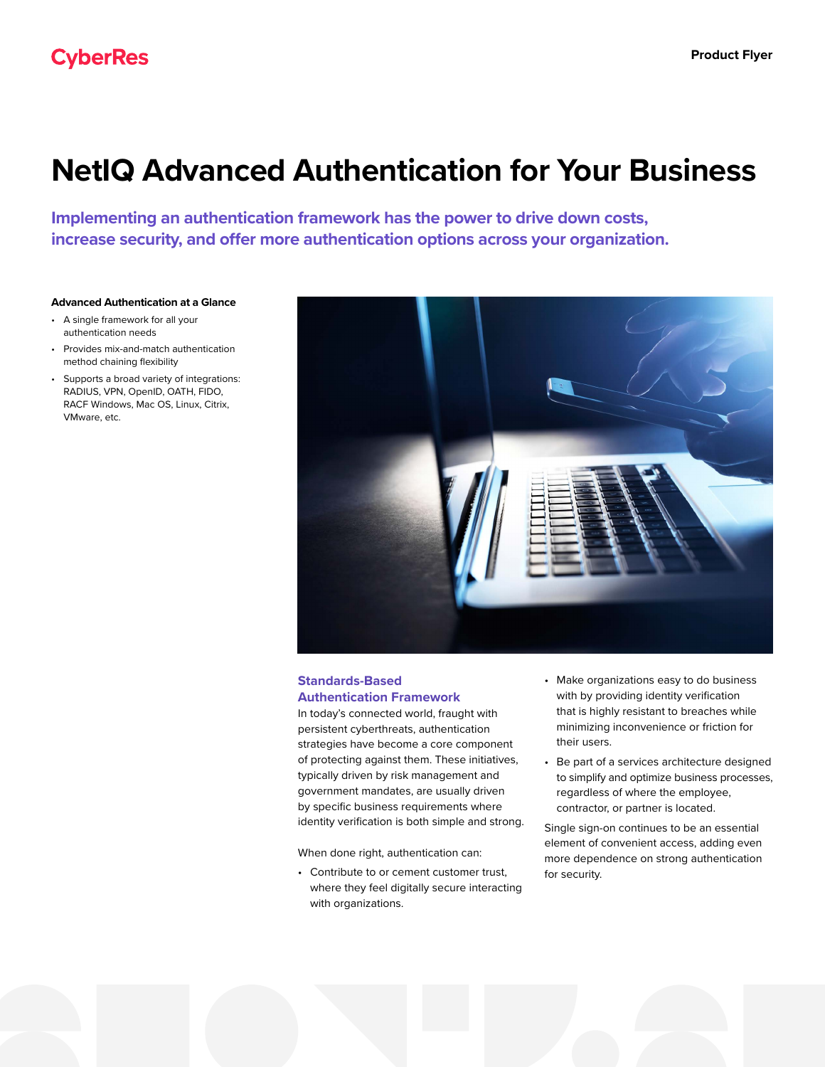CyberRes

Product Flyer

# NetIQ Advanced Authentication for Your Business

**Implementing an authentication framework has the power to drive down costs, increase security, and offer more authentication options across your organization.**

**Advanced Authentication at a Glance**

- A single framework for all your authentication needs
- Provides mix-and-match authentication method chaining flexibility
- Supports a broad variety of integrations: RADIUS, VPN, OpenID, OATH, FIDO, RACF Windows, Mac OS, Linux, Citrix, VMware, etc.

## Standards-Based Authentication Framework

In today's connected world, fraught with persistent cyberthreats, authentication strategies have become a core component of protecting against them. These initiatives, typically driven by risk management and government mandates, are usually driven by specific business requirements where identity verification is both simple and strong.

When done right, authentication can:

- Contribute to or cement customer trust, where they feel digitally secure interacting with organizations.
- Make organizations easy to do business with by providing identity verification that is highly resistant to breaches while minimizing inconvenience or friction for their users.
- Be part of a services architecture designed to simplify and optimize business processes, regardless of where the employee, contractor, or partner is located.

Single sign-on continues to be an essential element of convenient access, adding even more dependence on strong authentication for security.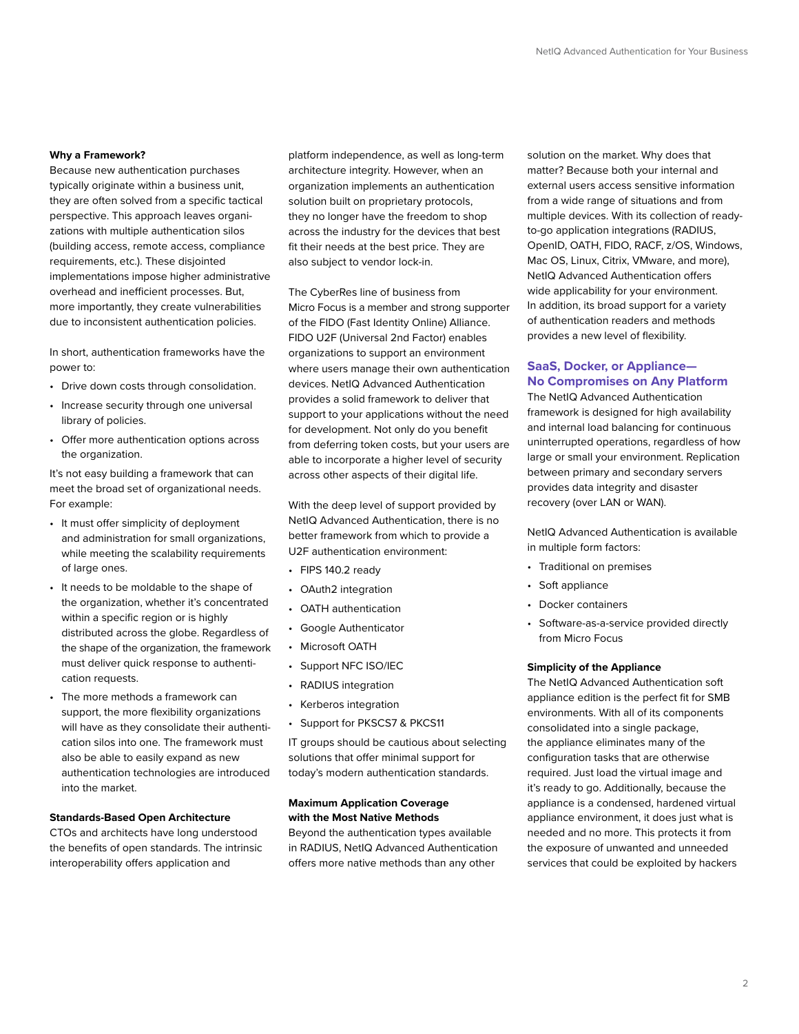### Why a Framework?

Because new authentication purchases typically originate within a business unit, they are often solved from a specific tactical perspective. This approach leaves organizations with multiple authentication silos (building access, remote access, compliance requirements, etc.). These disjointed implementations impose higher administrative overhead and inefficient processes. But, more importantly, they create vulnerabilities due to inconsistent authentication policies.

In short, authentication frameworks have the power to:

- Drive down costs through consolidation.
- Increase security through one universal library of policies.
- Offer more authentication options across the organization.

It's not easy building a framework that can meet the broad set of organizational needs. For example:

- It must offer simplicity of deployment and administration for small organizations, while meeting the scalability requirements of large ones.
- It needs to be moldable to the shape of the organization, whether it's concentrated within a specific region or is highly distributed across the globe. Regardless of the shape of the organization, the framework must deliver quick response to authentication requests.
- The more methods a framework can support, the more flexibility organizations will have as they consolidate their authentication silos into one. The framework must also be able to easily expand as new authentication technologies are introduced into the market.

### Standards-Based Open Architecture

CTOs and architects have long understood the benefits of open standards. The intrinsic interoperability offers application and platform independence, as well as long-term architecture integrity. However, when an organization implements an authentication solution built on proprietary protocols, they no longer have the freedom to shop across the industry for the devices that best fit their needs at the best price. They are also subject to vendor lock-in.

The CyberRes line of business from Micro Focus is a member and strong supporter of the FIDO (Fast Identity Online) Alliance. FIDO U2F (Universal 2nd Factor) enables organizations to support an environment where users manage their own authentication devices. NetIQ Advanced Authentication provides a solid framework to deliver that support to your applications without the need for development. Not only do you benefit from deferring token costs, but your users are able to incorporate a higher level of security across other aspects of their digital life.

With the deep level of support provided by NetIQ Advanced Authentication, there is no better framework from which to provide a U2F authentication environment:

- FIPS 140.2 ready
- OAuth2 integration
- OATH authentication
- Google Authenticator
- Microsoft OATH
- Support NFC ISO/IEC
- RADIUS integration
- Kerberos integration
- Support for PKSCS7 & PKCS11

IT groups should be cautious about selecting solutions that offer minimal support for today's modern authentication standards.

### Maximum Application Coverage with the Most Native Methods

Beyond the authentication types available in RADIUS, NetIQ Advanced Authentication offers more native methods than any other solution on the market. Why does that matter? Because both your internal and external users access sensitive information from a wide range of situations and from multiple devices. With its collection of ready-to-go application integrations (RADIUS, OpenID, OATH, FIDO, RACF, z/OS, Windows, Mac OS, Linux, Citrix, VMware, and more), NetIQ Advanced Authentication offers wide applicability for your environment. In addition, its broad support for a variety of authentication readers and methods provides a new level of flexibility.

## SaaS, Docker, or Appliance—No Compromises on Any Platform

The NetIQ Advanced Authentication framework is designed for high availability and internal load balancing for continuous uninterrupted operations, regardless of how large or small your environment. Replication between primary and secondary servers provides data integrity and disaster recovery (over LAN or WAN).

NetIQ Advanced Authentication is available in multiple form factors:

- Traditional on premises
- Soft appliance
- Docker containers
- Software-as-a-service provided directly from Micro Focus

### Simplicity of the Appliance

The NetIQ Advanced Authentication soft appliance edition is the perfect fit for SMB environments. With all of its components consolidated into a single package, the appliance eliminates many of the configuration tasks that are otherwise required. Just load the virtual image and it's ready to go. Additionally, because the appliance is a condensed, hardened virtual appliance environment, it does just what is needed and no more. This protects it from the exposure of unwanted and unneeded services that could be exploited by hackers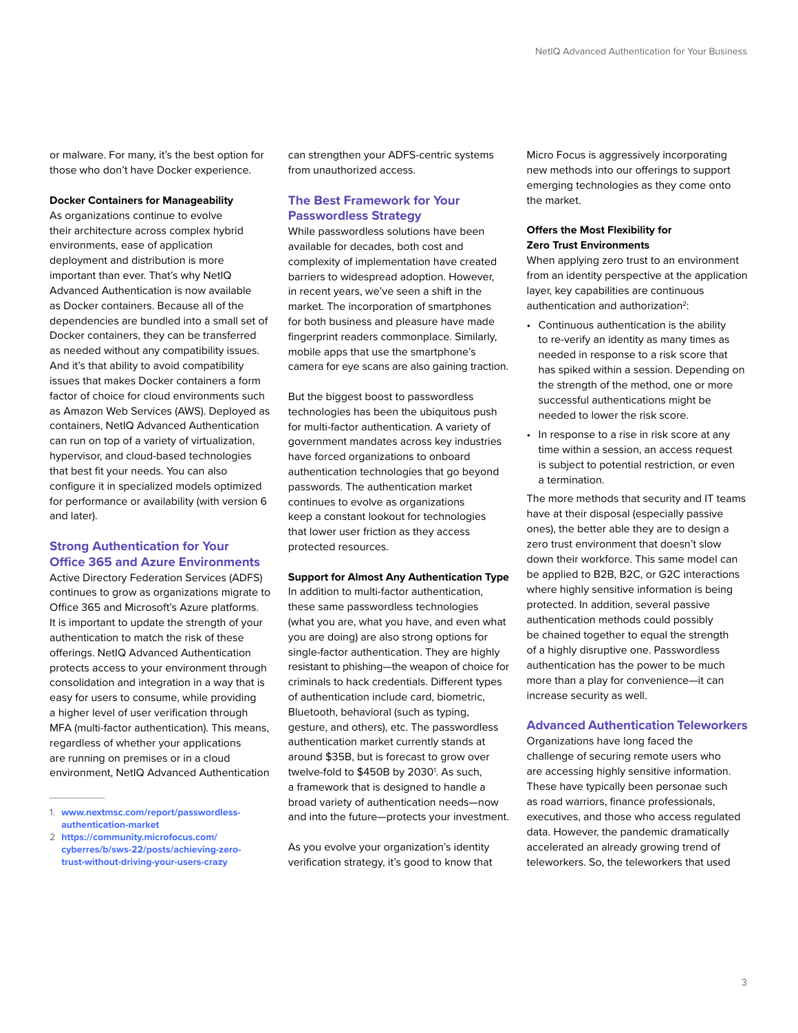or malware. For many, it's the best option for those who don't have Docker experience.

**Docker Containers for Manageability**

As organizations continue to evolve their architecture across complex hybrid environments, ease of application deployment and distribution is more important than ever. That's why NetIQ Advanced Authentication is now available as Docker containers. Because all of the dependencies are bundled into a small set of Docker containers, they can be transferred as needed without any compatibility issues. And it's that ability to avoid compatibility issues that makes Docker containers a form factor of choice for cloud environments such as Amazon Web Services (AWS). Deployed as containers, NetIQ Advanced Authentication can run on top of a variety of virtualization, hypervisor, and cloud-based technologies that best fit your needs. You can also configure it in specialized models optimized for performance or availability (with version 6 and later).

## Strong Authentication for Your Office 365 and Azure Environments

Active Directory Federation Services (ADFS) continues to grow as organizations migrate to Office 365 and Microsoft's Azure platforms. It is important to update the strength of your authentication to match the risk of these offerings. NetIQ Advanced Authentication protects access to your environment through consolidation and integration in a way that is easy for users to consume, while providing a higher level of user verification through MFA (multi-factor authentication). This means, regardless of whether your applications are running on premises or in a cloud environment, NetIQ Advanced Authentication can strengthen your ADFS-centric systems from unauthorized access.

## The Best Framework for Your Passwordless Strategy

While passwordless solutions have been available for decades, both cost and complexity of implementation have created barriers to widespread adoption. However, in recent years, we've seen a shift in the market. The incorporation of smartphones for both business and pleasure have made fingerprint readers commonplace. Similarly, mobile apps that use the smartphone's camera for eye scans are also gaining traction.

But the biggest boost to passwordless technologies has been the ubiquitous push for multi-factor authentication. A variety of government mandates across key industries have forced organizations to onboard authentication technologies that go beyond passwords. The authentication market continues to evolve as organizations keep a constant lookout for technologies that lower user friction as they access protected resources.

**Support for Almost Any Authentication Type**

In addition to multi-factor authentication, these same passwordless technologies (what you are, what you have, and even what you are doing) are also strong options for single-factor authentication. They are highly resistant to phishing—the weapon of choice for criminals to hack credentials. Different types of authentication include card, biometric, Bluetooth, behavioral (such as typing, gesture, and others), etc. The passwordless authentication market currently stands at around $35B, but is forecast to grow over twelve-fold to $450B by 2030[1]. As such, a framework that is designed to handle a broad variety of authentication needs—now and into the future—protects your investment.

As you evolve your organization's identity verification strategy, it's good to know that Micro Focus is aggressively incorporating new methods into our offerings to support emerging technologies as they come onto the market.

**Offers the Most Flexibility for Zero Trust Environments**

When applying zero trust to an environment from an identity perspective at the application layer, key capabilities are continuous authentication and authorization[2]:

- Continuous authentication is the ability to re-verify an identity as many times as needed in response to a risk score that has spiked within a session. Depending on the strength of the method, one or more successful authentications might be needed to lower the risk score.
- In response to a rise in risk score at any time within a session, an access request is subject to potential restriction, or even a termination.

The more methods that security and IT teams have at their disposal (especially passive ones), the better able they are to design a zero trust environment that doesn't slow down their workforce. This same model can be applied to B2B, B2C, or G2C interactions where highly sensitive information is being protected. In addition, several passive authentication methods could possibly be chained together to equal the strength of a highly disruptive one. Passwordless authentication has the power to be much more than a play for convenience—it can increase security as well.

## Advanced Authentication Teleworkers

Organizations have long faced the challenge of securing remote users who are accessing highly sensitive information. These have typically been personae such as road warriors, finance professionals, executives, and those who access regulated data. However, the pandemic dramatically accelerated an already growing trend of teleworkers. So, the teleworkers that used

---

1. www.nextmsc.com/report/passwordless-authentication-market
2. https://community.microfocus.com/cyberres/b/sws-22/posts/achieving-zero-trust-without-driving-your-users-crazy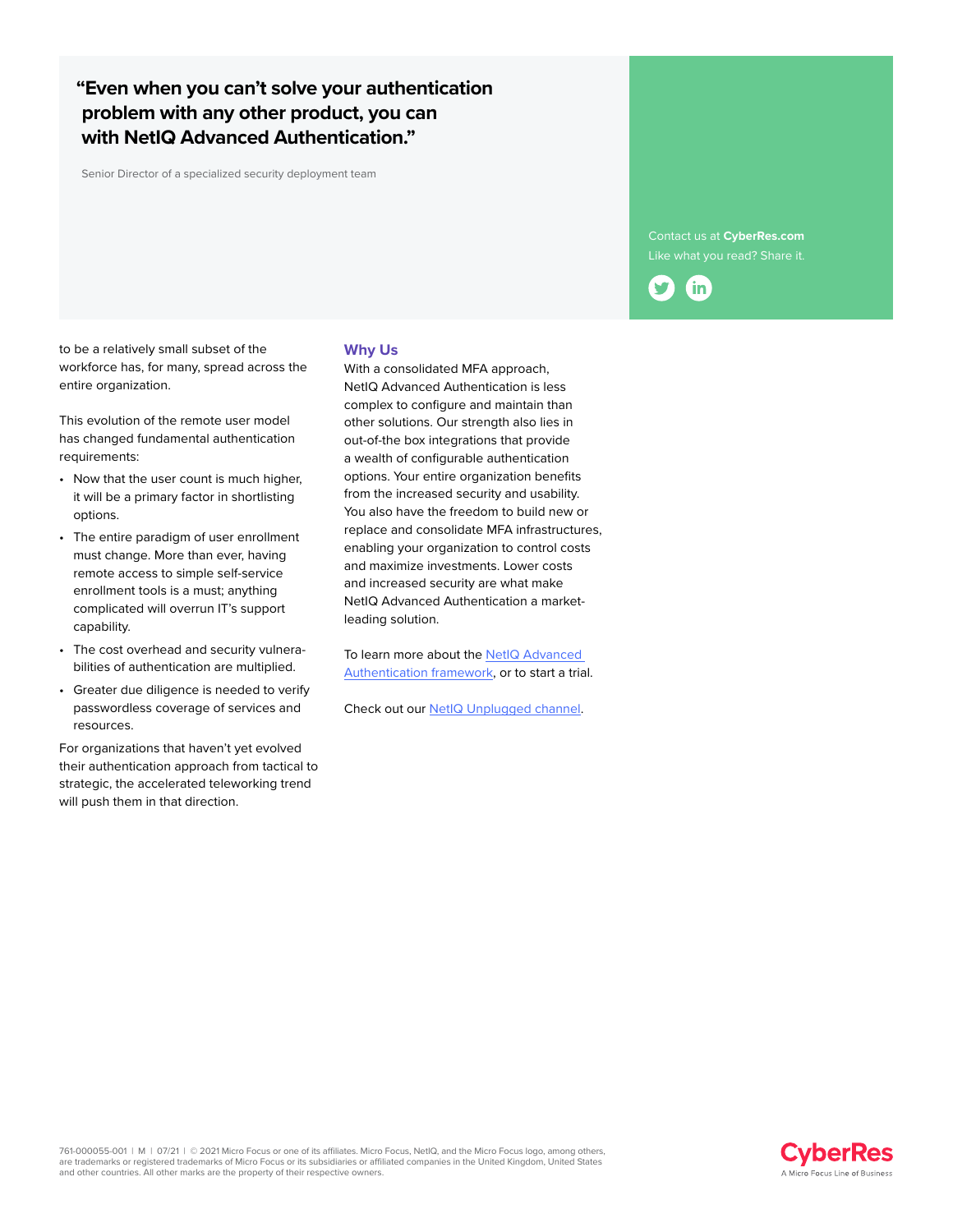> **"Even when you can't solve your authentication problem with any other product, you can with NetIQ Advanced Authentication."**
>
> Senior Director of a specialized security deployment team

Contact us at **CyberRes.com**
Like what you read? Share it.

to be a relatively small subset of the workforce has, for many, spread across the entire organization.

This evolution of the remote user model has changed fundamental authentication requirements:

- Now that the user count is much higher, it will be a primary factor in shortlisting options.
- The entire paradigm of user enrollment must change. More than ever, having remote access to simple self-service enrollment tools is a must; anything complicated will overrun IT's support capability.
- The cost overhead and security vulnerabilities of authentication are multiplied.
- Greater due diligence is needed to verify passwordless coverage of services and resources.

For organizations that haven't yet evolved their authentication approach from tactical to strategic, the accelerated teleworking trend will push them in that direction.

## Why Us

With a consolidated MFA approach, NetIQ Advanced Authentication is less complex to configure and maintain than other solutions. Our strength also lies in out-of-the box integrations that provide a wealth of configurable authentication options. Your entire organization benefits from the increased security and usability. You also have the freedom to build new or replace and consolidate MFA infrastructures, enabling your organization to control costs and maximize investments. Lower costs and increased security are what make NetIQ Advanced Authentication a market-leading solution.

To learn more about the NetIQ Advanced Authentication framework, or to start a trial.

Check out our NetIQ Unplugged channel.

761-000055-001 | M | 07/21 | © 2021 Micro Focus or one of its affiliates. Micro Focus, NetIQ, and the Micro Focus logo, among others, are trademarks or registered trademarks of Micro Focus or its subsidiaries or affiliated companies in the United Kingdom, United States and other countries. All other marks are the property of their respective owners.

CyberRes
A Micro Focus Line of Business